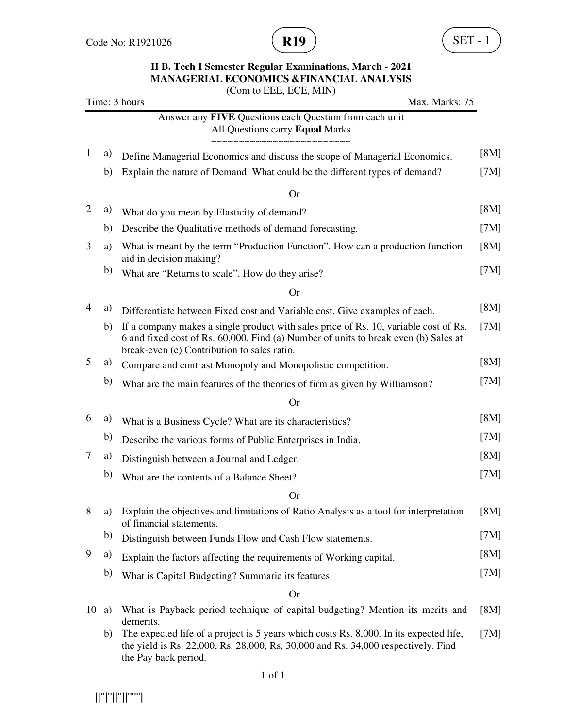Code No: R1921026 **R19** SET - 1

**II B. Tech I Semester Regular Examinations, March - 2021**
**MANAGERIAL ECONOMICS &FINANCIAL ANALYSIS**
(Com to EEE, ECE, MIN)

Time: 3 hours Max. Marks: 75

Answer any **FIVE** Questions each Question from each unit
All Questions carry **Equal** Marks

~~~~~~~~~~~~~~~~~~~~~~~~~~

1 a) Define Managerial Economics and discuss the scope of Managerial Economics. [8M]

b) Explain the nature of Demand. What could be the different types of demand? [7M]

Or

2 a) What do you mean by Elasticity of demand? [8M]

b) Describe the Qualitative methods of demand forecasting. [7M]

3 a) What is meant by the term "Production Function". How can a production function aid in decision making? [8M]

b) What are "Returns to scale". How do they arise? [7M]

Or

4 a) Differentiate between Fixed cost and Variable cost. Give examples of each. [8M]

b) If a company makes a single product with sales price of Rs. 10, variable cost of Rs. 6 and fixed cost of Rs. 60,000. Find (a) Number of units to break even (b) Sales at break-even (c) Contribution to sales ratio. [7M]

5 a) Compare and contrast Monopoly and Monopolistic competition. [8M]

b) What are the main features of the theories of firm as given by Williamson? [7M]

Or

6 a) What is a Business Cycle? What are its characteristics? [8M]

b) Describe the various forms of Public Enterprises in India. [7M]

7 a) Distinguish between a Journal and Ledger. [8M]

b) What are the contents of a Balance Sheet? [7M]

Or

8 a) Explain the objectives and limitations of Ratio Analysis as a tool for interpretation of financial statements. [8M]

b) Distinguish between Funds Flow and Cash Flow statements. [7M]

9 a) Explain the factors affecting the requirements of Working capital. [8M]

b) What is Capital Budgeting? Summarie its features. [7M]

Or

10 a) What is Payback period technique of capital budgeting? Mention its merits and demerits. [8M]

b) The expected life of a project is 5 years which costs Rs. 8,000. In its expected life, the yield is Rs. 22,000, Rs. 28,000, Rs, 30,000 and Rs. 34,000 respectively. Find the Pay back period. [7M]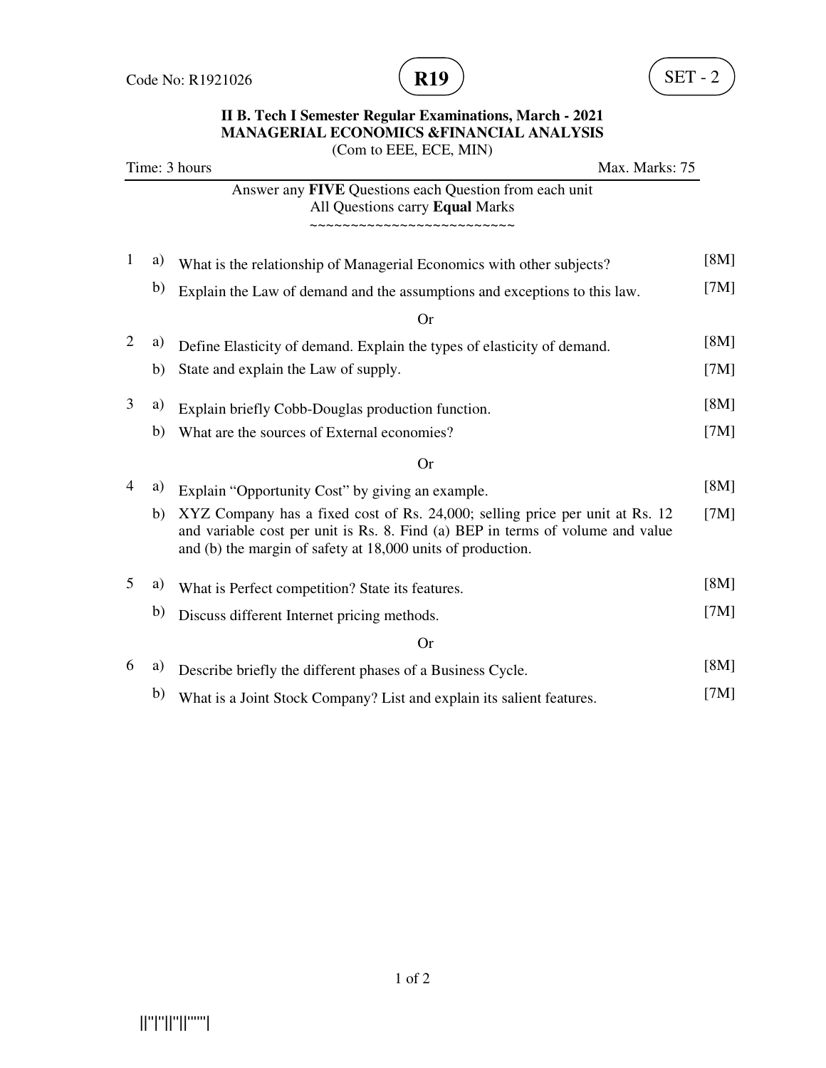Code No: R1921026 **R19** SET - 2

**II B. Tech I Semester Regular Examinations, March - 2021**
**MANAGERIAL ECONOMICS &FINANCIAL ANALYSIS**
(Com to EEE, ECE, MIN)

Time: 3 hours Max. Marks: 75

Answer any **FIVE** Questions each Question from each unit
All Questions carry **Equal** Marks
~~~~~~~~~~~~~~~~~~~~~~~~~

1 a) What is the relationship of Managerial Economics with other subjects? [8M]

b) Explain the Law of demand and the assumptions and exceptions to this law. [7M]

Or

2 a) Define Elasticity of demand. Explain the types of elasticity of demand. [8M]

b) State and explain the Law of supply. [7M]

3 a) Explain briefly Cobb-Douglas production function. [8M]

b) What are the sources of External economies? [7M]

Or

4 a) Explain "Opportunity Cost" by giving an example. [8M]

b) XYZ Company has a fixed cost of Rs. 24,000; selling price per unit at Rs. 12 and variable cost per unit is Rs. 8. Find (a) BEP in terms of volume and value and (b) the margin of safety at 18,000 units of production. [7M]

5 a) What is Perfect competition? State its features. [8M]

b) Discuss different Internet pricing methods. [7M]

Or

6 a) Describe briefly the different phases of a Business Cycle. [8M]

b) What is a Joint Stock Company? List and explain its salient features. [7M]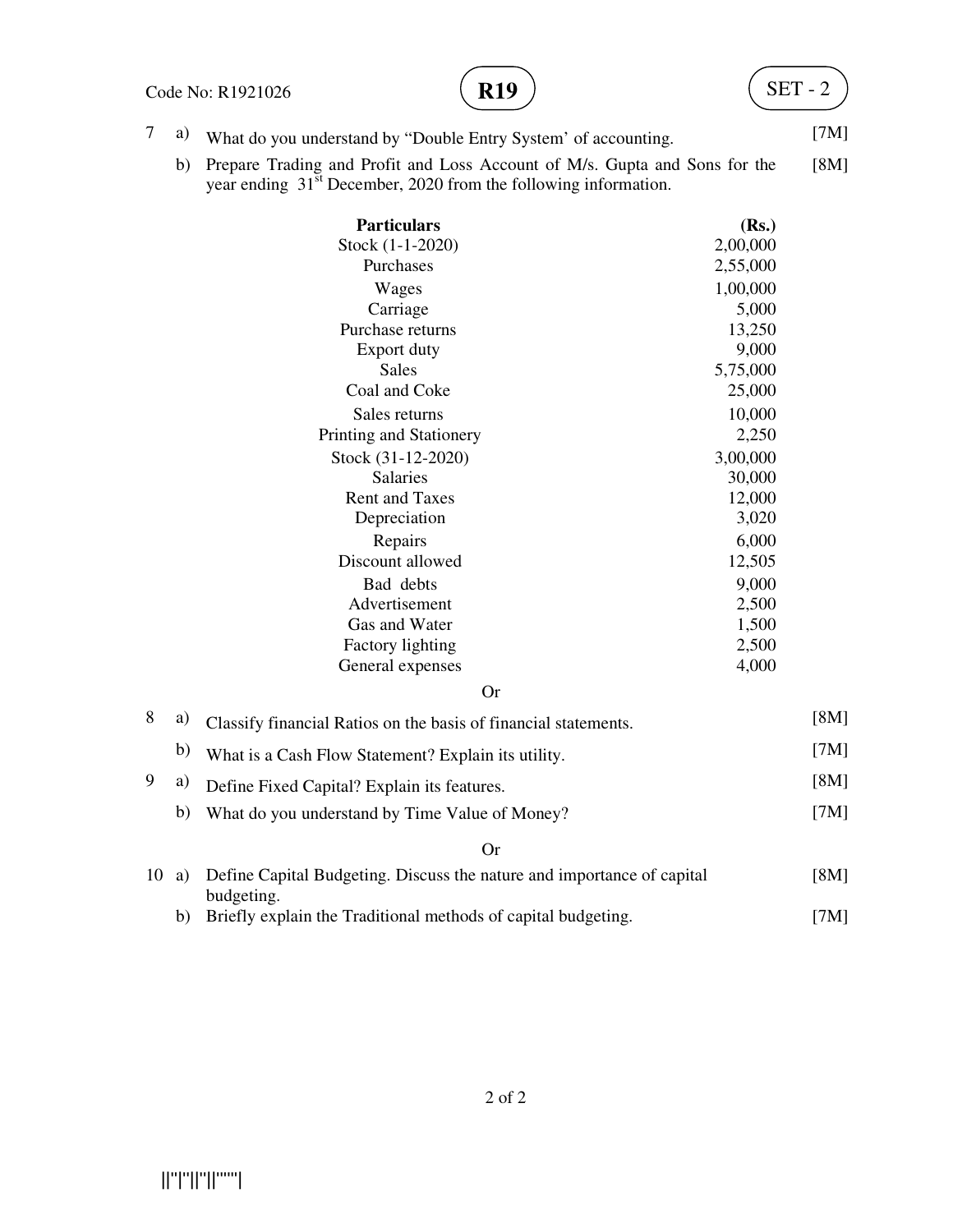Code No: R1921026 **R19** SET - 2

7 a) What do you understand by "Double Entry System' of accounting. [7M]

b) Prepare Trading and Profit and Loss Account of M/s. Gupta and Sons for the year ending 31[st] December, 2020 from the following information. [8M]

| **Particulars** | **(Rs.)** |
|---|---|
| Stock (1-1-2020) | 2,00,000 |
| Purchases | 2,55,000 |
| Wages | 1,00,000 |
| Carriage | 5,000 |
| Purchase returns | 13,250 |
| Export duty | 9,000 |
| Sales | 5,75,000 |
| Coal and Coke | 25,000 |
| Sales returns | 10,000 |
| Printing and Stationery | 2,250 |
| Stock (31-12-2020) | 3,00,000 |
| Salaries | 30,000 |
| Rent and Taxes | 12,000 |
| Depreciation | 3,020 |
| Repairs | 6,000 |
| Discount allowed | 12,505 |
| Bad debts | 9,000 |
| Advertisement | 2,500 |
| Gas and Water | 1,500 |
| Factory lighting | 2,500 |
| General expenses | 4,000 |

Or

8 a) Classify financial Ratios on the basis of financial statements. [8M]

b) What is a Cash Flow Statement? Explain its utility. [7M]

9 a) Define Fixed Capital? Explain its features. [8M]

b) What do you understand by Time Value of Money? [7M]

Or

10 a) Define Capital Budgeting. Discuss the nature and importance of capital budgeting. [8M]

b) Briefly explain the Traditional methods of capital budgeting. [7M]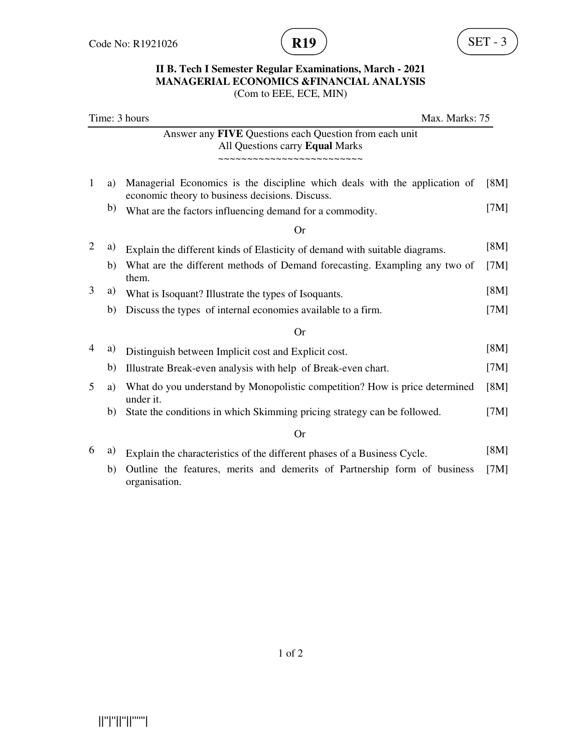Code No: R1921026 **R19** SET - 3

**II B. Tech I Semester Regular Examinations, March - 2021**
**MANAGERIAL ECONOMICS &FINANCIAL ANALYSIS**
(Com to EEE, ECE, MIN)

Time: 3 hours Max. Marks: 75

Answer any **FIVE** Questions each Question from each unit
All Questions carry **Equal** Marks
~~~~~~~~~~~~~~~~~~~~~~~~~~

1 a) Managerial Economics is the discipline which deals with the application of economic theory to business decisions. Discuss. [8M]

b) What are the factors influencing demand for a commodity. [7M]

Or

2 a) Explain the different kinds of Elasticity of demand with suitable diagrams. [8M]

b) What are the different methods of Demand forecasting. Exampling any two of them. [7M]

3 a) What is Isoquant? Illustrate the types of Isoquants. [8M]

b) Discuss the types of internal economies available to a firm. [7M]

Or

4 a) Distinguish between Implicit cost and Explicit cost. [8M]

b) Illustrate Break-even analysis with help of Break-even chart. [7M]

5 a) What do you understand by Monopolistic competition? How is price determined under it. [8M]

b) State the conditions in which Skimming pricing strategy can be followed. [7M]

Or

6 a) Explain the characteristics of the different phases of a Business Cycle. [8M]

b) Outline the features, merits and demerits of Partnership form of business organisation. [7M]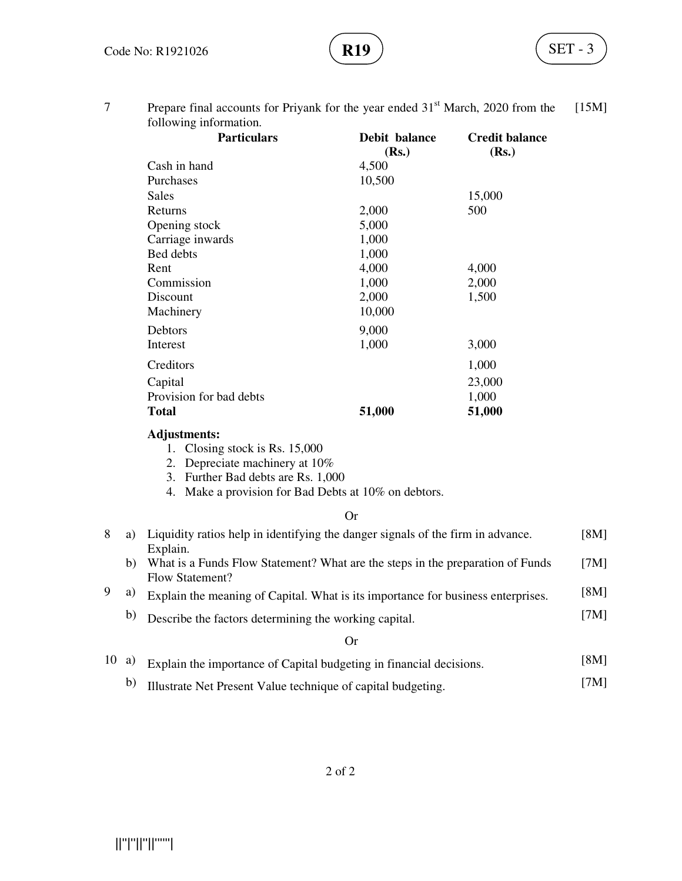Code No: R1921026 **R19** SET - 3

7 Prepare final accounts for Priyank for the year ended 31st March, 2020 from the following information. [15M]

| Particulars | Debit balance (Rs.) | Credit balance (Rs.) |
|---|---|---|
| Cash in hand | 4,500 | |
| Purchases | 10,500 | |
| Sales | | 15,000 |
| Returns | 2,000 | 500 |
| Opening stock | 5,000 | |
| Carriage inwards | 1,000 | |
| Bed debts | 1,000 | |
| Rent | 4,000 | 4,000 |
| Commission | 1,000 | 2,000 |
| Discount | 2,000 | 1,500 |
| Machinery | 10,000 | |
| Debtors | 9,000 | |
| Interest | 1,000 | 3,000 |
| Creditors | | 1,000 |
| Capital | | 23,000 |
| Provision for bad debts | | 1,000 |
| **Total** | **51,000** | **51,000** |

**Adjustments:**

1. Closing stock is Rs. 15,000
2. Depreciate machinery at 10%
3. Further Bad debts are Rs. 1,000
4. Make a provision for Bad Debts at 10% on debtors.

Or

8 a) Liquidity ratios help in identifying the danger signals of the firm in advance. Explain. [8M]

b) What is a Funds Flow Statement? What are the steps in the preparation of Funds Flow Statement? [7M]

9 a) Explain the meaning of Capital. What is its importance for business enterprises. [8M]

b) Describe the factors determining the working capital. [7M]

Or

10 a) Explain the importance of Capital budgeting in financial decisions. [8M]

b) Illustrate Net Present Value technique of capital budgeting. [7M]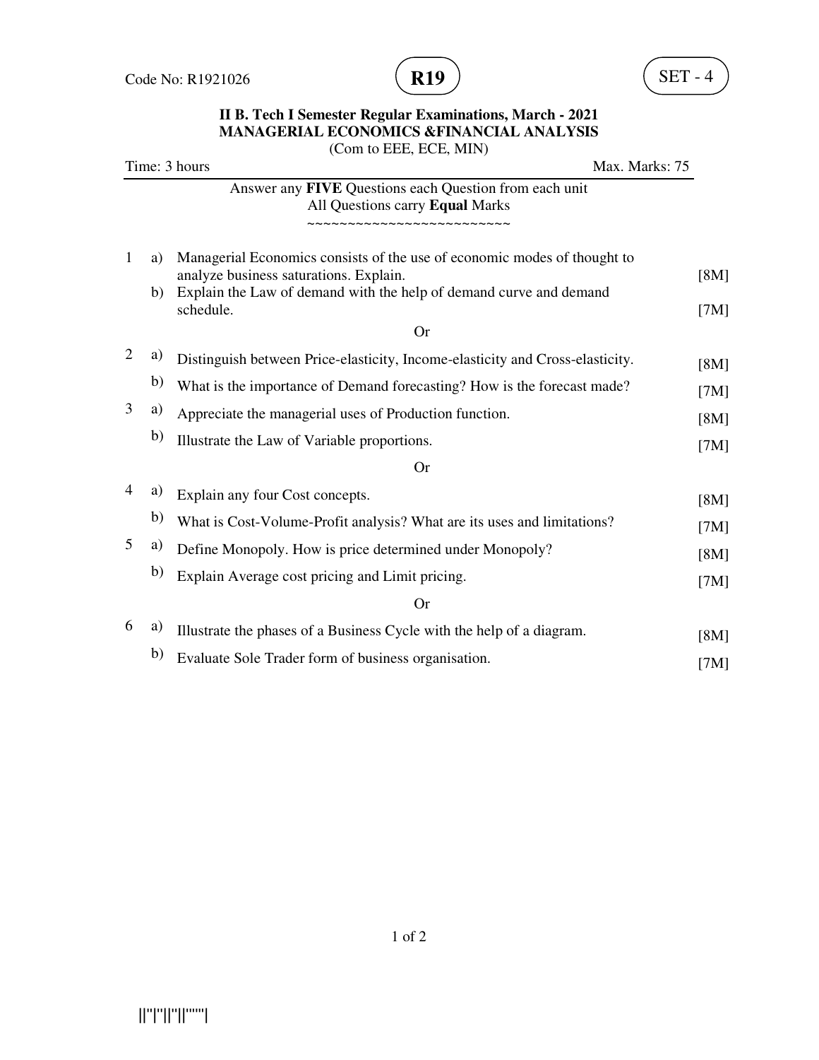Code No: R1921026 **R19** SET - 4

**II B. Tech I Semester Regular Examinations, March - 2021**
**MANAGERIAL ECONOMICS &FINANCIAL ANALYSIS**
(Com to EEE, ECE, MIN)

Time: 3 hours Max. Marks: 75

Answer any **FIVE** Questions each Question from each unit
All Questions carry **Equal** Marks
~~~~~~~~~~~~~~~~~~~~~~~~~~~

1 a) Managerial Economics consists of the use of economic modes of thought to analyze business saturations. Explain. [8M]
 b) Explain the Law of demand with the help of demand curve and demand schedule. [7M]

Or

2 a) Distinguish between Price-elasticity, Income-elasticity and Cross-elasticity. [8M]
 b) What is the importance of Demand forecasting? How is the forecast made? [7M]

3 a) Appreciate the managerial uses of Production function. [8M]
 b) Illustrate the Law of Variable proportions. [7M]

Or

4 a) Explain any four Cost concepts. [8M]
 b) What is Cost-Volume-Profit analysis? What are its uses and limitations? [7M]

5 a) Define Monopoly. How is price determined under Monopoly? [8M]
 b) Explain Average cost pricing and Limit pricing. [7M]

Or

6 a) Illustrate the phases of a Business Cycle with the help of a diagram. [8M]
 b) Evaluate Sole Trader form of business organisation. [7M]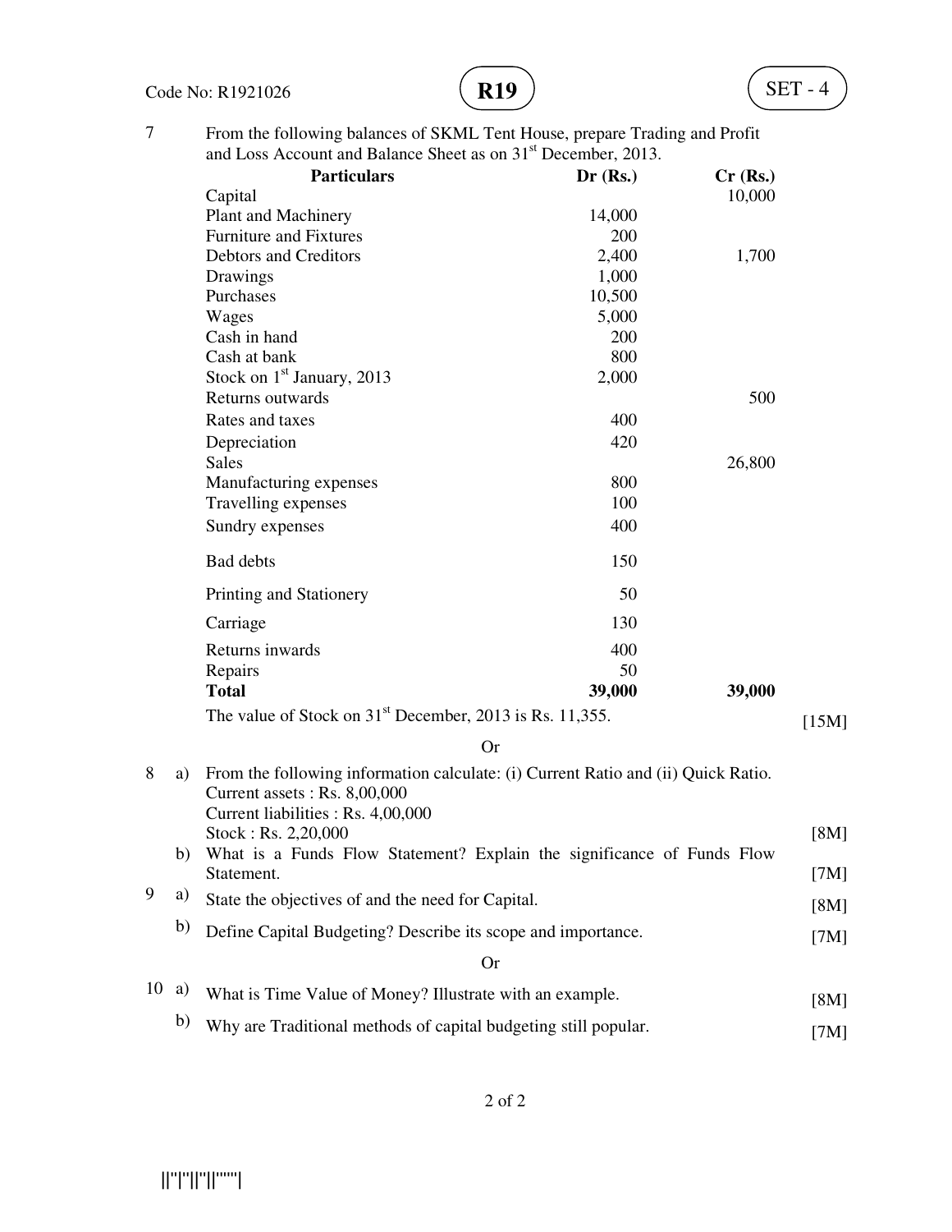7 From the following balances of SKML Tent House, prepare Trading and Profit and Loss Account and Balance Sheet as on 31st December, 2013.

| Particulars | Dr (Rs.) | Cr (Rs.) |
|---|---|---|
| Capital | | 10,000 |
| Plant and Machinery | 14,000 | |
| Furniture and Fixtures | 200 | |
| Debtors and Creditors | 2,400 | 1,700 |
| Drawings | 1,000 | |
| Purchases | 10,500 | |
| Wages | 5,000 | |
| Cash in hand | 200 | |
| Cash at bank | 800 | |
| Stock on 1st January, 2013 | 2,000 | |
| Returns outwards | | 500 |
| Rates and taxes | 400 | |
| Depreciation | 420 | |
| Sales | | 26,800 |
| Manufacturing expenses | 800 | |
| Travelling expenses | 100 | |
| Sundry expenses | 400 | |
| Bad debts | 150 | |
| Printing and Stationery | 50 | |
| Carriage | 130 | |
| Returns inwards | 400 | |
| Repairs | 50 | |
| **Total** | **39,000** | **39,000** |

The value of Stock on 31st December, 2013 is Rs. 11,355. [15M]

Or

8 a) From the following information calculate: (i) Current Ratio and (ii) Quick Ratio.
Current assets : Rs. 8,00,000
Current liabilities : Rs. 4,00,000
Stock : Rs. 2,20,000 [8M]

b) What is a Funds Flow Statement? Explain the significance of Funds Flow Statement. [7M]

9 a) State the objectives of and the need for Capital. [8M]

b) Define Capital Budgeting? Describe its scope and importance. [7M]

Or

10 a) What is Time Value of Money? Illustrate with an example. [8M]

b) Why are Traditional methods of capital budgeting still popular. [7M]